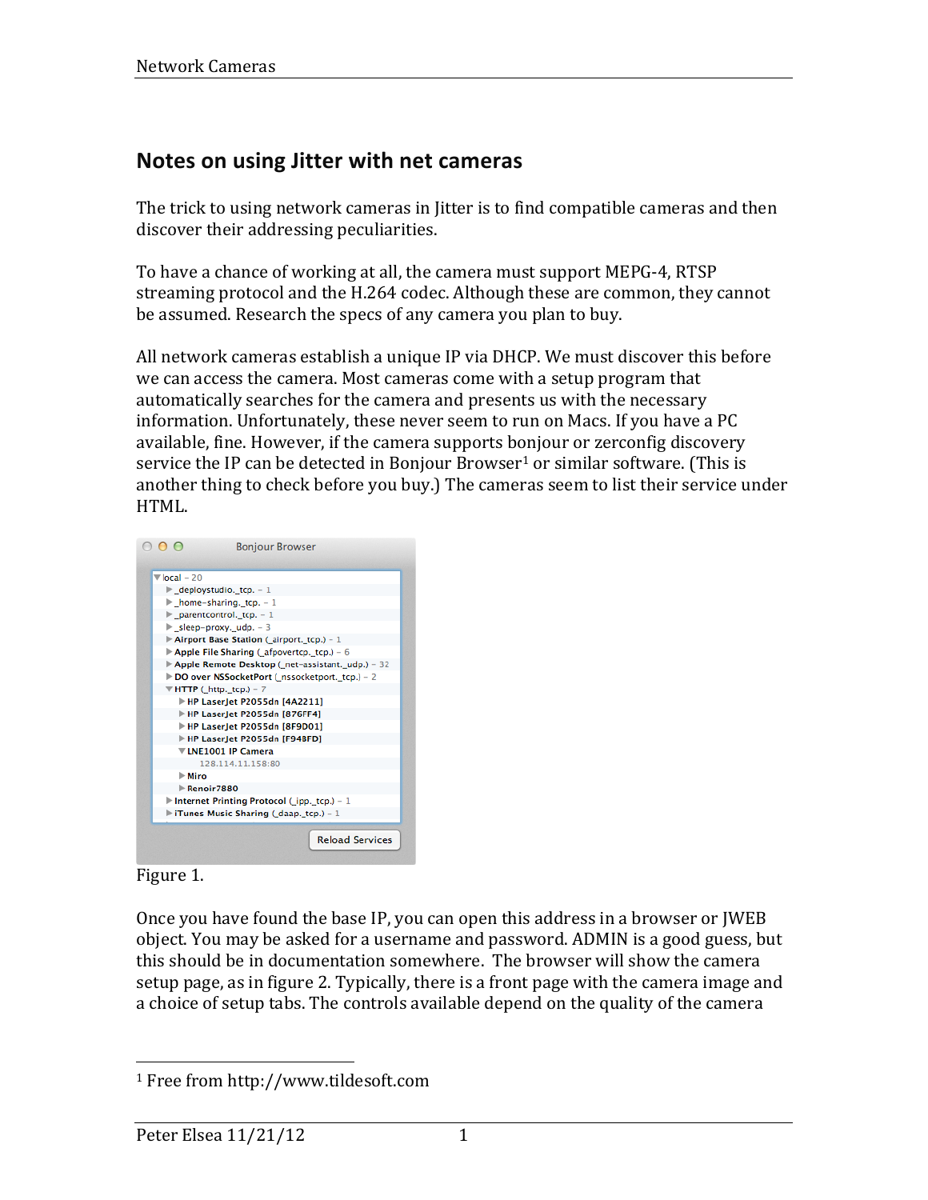## Notes on using Jitter with net cameras

The trick to using network cameras in Jitter is to find compatible cameras and then discover their addressing peculiarities.

To have a chance of working at all, the camera must support MEPG-4, RTSP streaming protocol and the H.264 codec. Although these are common, they cannot be assumed. Research the specs of any camera you plan to buy.

All network cameras establish a unique IP via DHCP. We must discover this before we can access the camera. Most cameras come with a setup program that automatically searches for the camera and presents us with the necessary information. Unfortunately, these never seem to run on Macs. If you have a PC available, fine. However, if the camera supports bonjour or zerconfig discovery service the IP can be detected in Bonjour Browser[1] or similar software. (This is another thing to check before you buy.) The cameras seem to list their service under HTML.

Figure 1.

Once you have found the base IP, you can open this address in a browser or JWEB object. You may be asked for a username and password. ADMIN is a good guess, but this should be in documentation somewhere. The browser will show the camera setup page, as in figure 2. Typically, there is a front page with the camera image and a choice of setup tabs. The controls available depend on the quality of the camera

[1] Free from http://www.tildesoft.com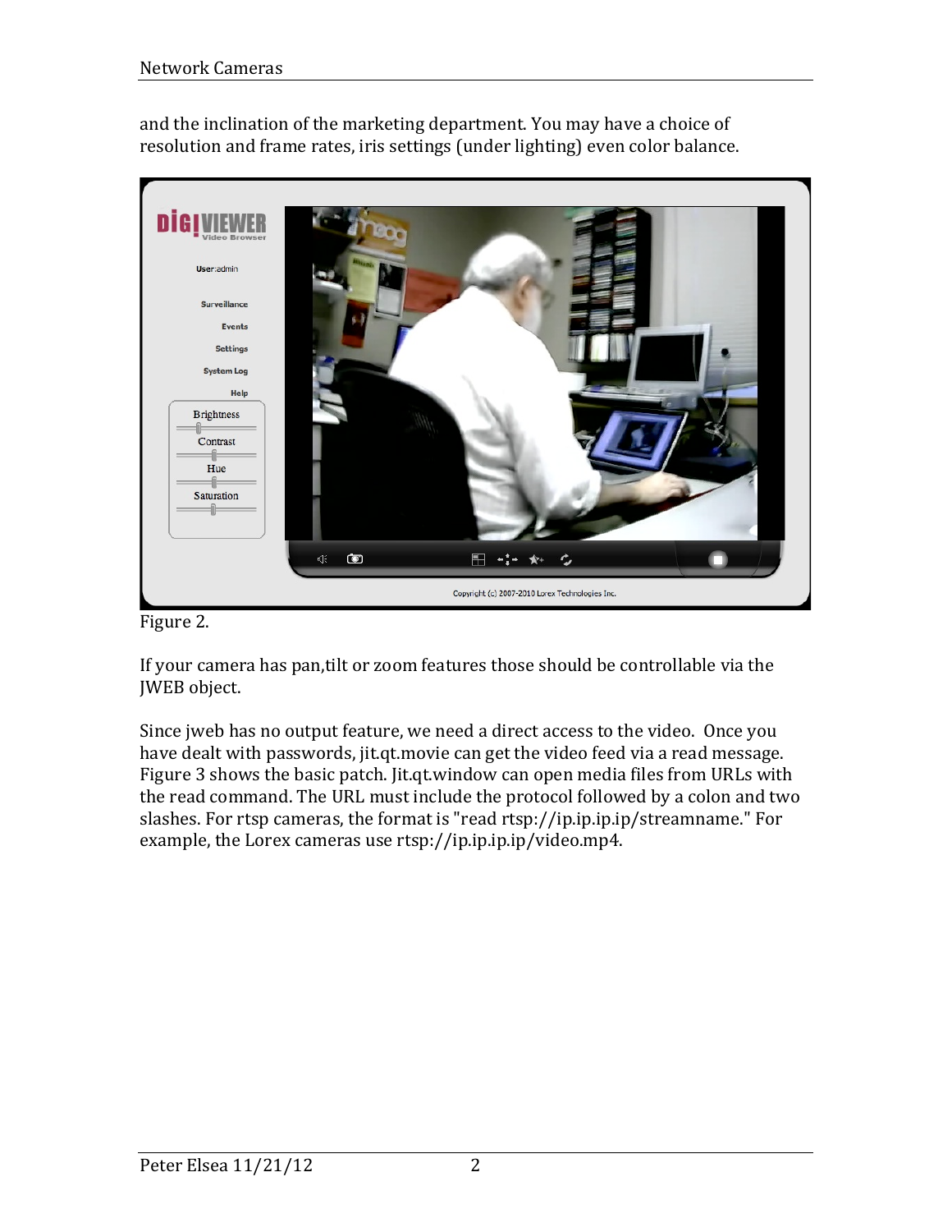and the inclination of the marketing department. You may have a choice of resolution and frame rates, iris settings (under lighting) even color balance.

Figure 2.

If your camera has pan,tilt or zoom features those should be controllable via the JWEB object.

Since jweb has no output feature, we need a direct access to the video. Once you have dealt with passwords, jit.qt.movie can get the video feed via a read message. Figure 3 shows the basic patch. Jit.qt.window can open media files from URLs with the read command. The URL must include the protocol followed by a colon and two slashes. For rtsp cameras, the format is "read rtsp://ip.ip.ip.ip/streamname." For example, the Lorex cameras use rtsp://ip.ip.ip.ip/video.mp4.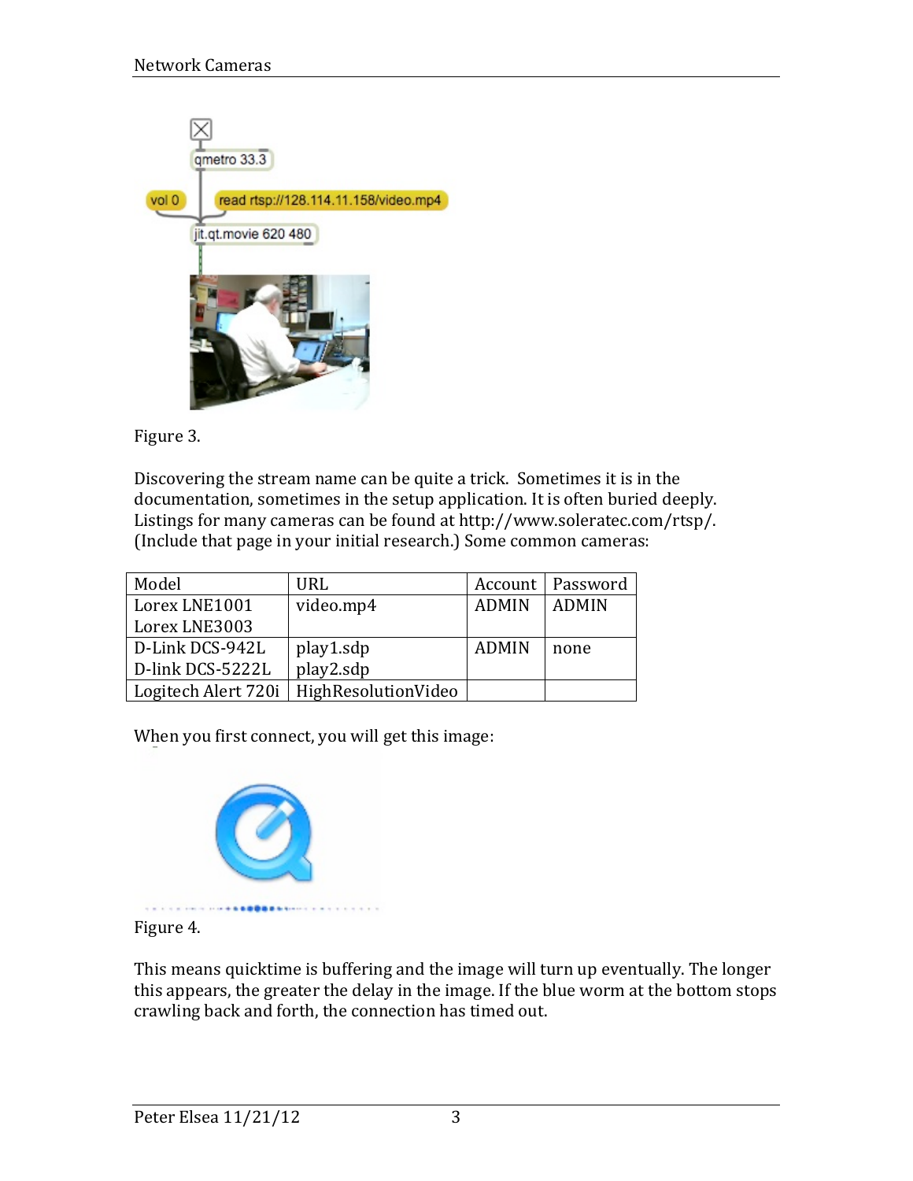Figure 3.

Discovering the stream name can be quite a trick. Sometimes it is in the documentation, sometimes in the setup application. It is often buried deeply. Listings for many cameras can be found at http://www.soleratec.com/rtsp/. (Include that page in your initial research.) Some common cameras:

| Model | URL | Account | Password |
|---|---|---|---|
| Lorex LNE1001<br>Lorex LNE3003 | video.mp4 | ADMIN | ADMIN |
| D-Link DCS-942L<br>D-link DCS-5222L | play1.sdp<br>play2.sdp | ADMIN | none |
| Logitech Alert 720i | HighResolutionVideo | | |

When you first connect, you will get this image:

Figure 4.

This means quicktime is buffering and the image will turn up eventually. The longer this appears, the greater the delay in the image. If the blue worm at the bottom stops crawling back and forth, the connection has timed out.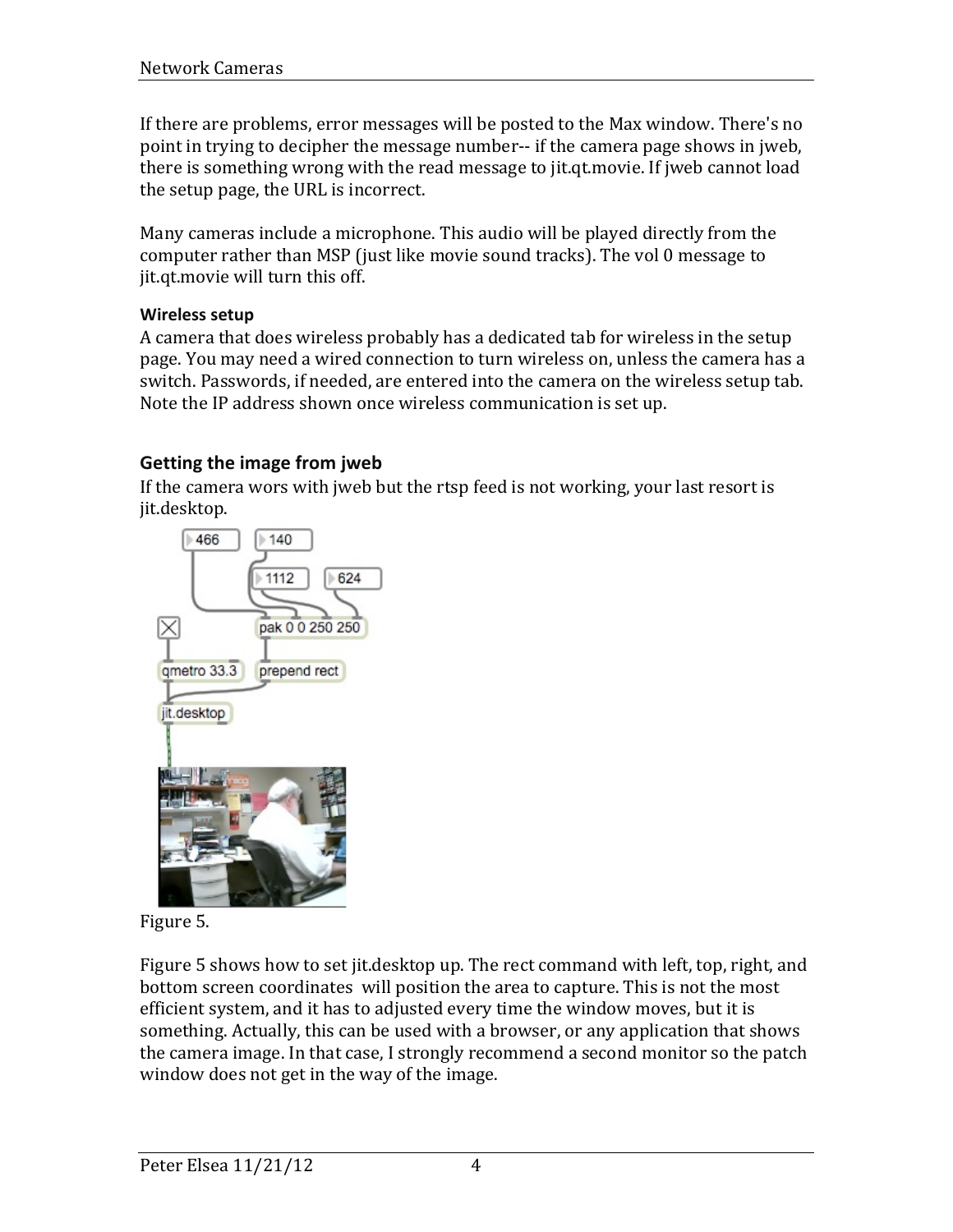If there are problems, error messages will be posted to the Max window. There's no point in trying to decipher the message number-- if the camera page shows in jweb, there is something wrong with the read message to jit.qt.movie. If jweb cannot load the setup page, the URL is incorrect.

Many cameras include a microphone. This audio will be played directly from the computer rather than MSP (just like movie sound tracks). The vol 0 message to jit.qt.movie will turn this off.

**Wireless setup**

A camera that does wireless probably has a dedicated tab for wireless in the setup page. You may need a wired connection to turn wireless on, unless the camera has a switch. Passwords, if needed, are entered into the camera on the wireless setup tab. Note the IP address shown once wireless communication is set up.

### Getting the image from jweb

If the camera wors with jweb but the rtsp feed is not working, your last resort is jit.desktop.

Figure 5.

Figure 5 shows how to set jit.desktop up. The rect command with left, top, right, and bottom screen coordinates will position the area to capture. This is not the most efficient system, and it has to adjusted every time the window moves, but it is something. Actually, this can be used with a browser, or any application that shows the camera image. In that case, I strongly recommend a second monitor so the patch window does not get in the way of the image.